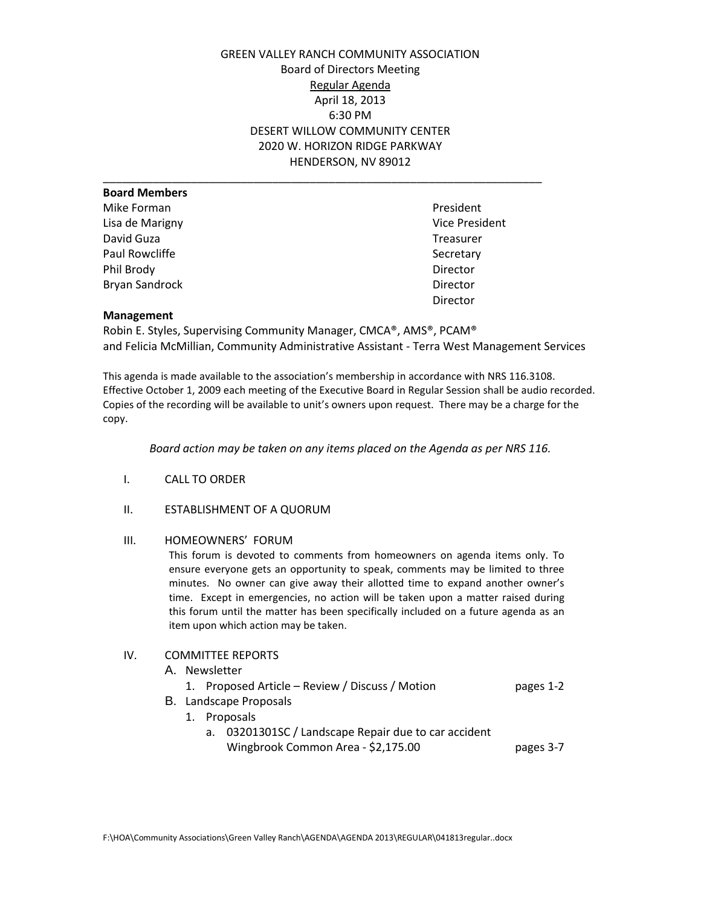GREEN VALLEY RANCH COMMUNITY ASSOCIATION
Board of Directors Meeting
Regular Agenda
April 18, 2013
6:30 PM
DESERT WILLOW COMMUNITY CENTER
2020 W. HORIZON RIDGE PARKWAY
HENDERSON, NV 89012

---

**Board Members**

| | |
|---|---|
| Mike Forman | President |
| Lisa de Marigny | Vice President |
| David Guza | Treasurer |
| Paul Rowcliffe | Secretary |
| Phil Brody | Director |
| Bryan Sandrock | Director |
| | Director |

**Management**

Robin E. Styles, Supervising Community Manager, CMCA®, AMS®, PCAM®
and Felicia McMillian, Community Administrative Assistant - Terra West Management Services

This agenda is made available to the association's membership in accordance with NRS 116.3108. Effective October 1, 2009 each meeting of the Executive Board in Regular Session shall be audio recorded. Copies of the recording will be available to unit's owners upon request. There may be a charge for the copy.

*Board action may be taken on any items placed on the Agenda as per NRS 116.*

I. CALL TO ORDER

II. ESTABLISHMENT OF A QUORUM

III. HOMEOWNERS' FORUM

This forum is devoted to comments from homeowners on agenda items only. To ensure everyone gets an opportunity to speak, comments may be limited to three minutes. No owner can give away their allotted time to expand another owner's time. Except in emergencies, no action will be taken upon a matter raised during this forum until the matter has been specifically included on a future agenda as an item upon which action may be taken.

IV. COMMITTEE REPORTS

A. Newsletter
   1. Proposed Article – Review / Discuss / Motion — pages 1-2

B. Landscape Proposals
   1. Proposals
      a. 03201301SC / Landscape Repair due to car accident Wingbrook Common Area - $2,175.00 — pages 3-7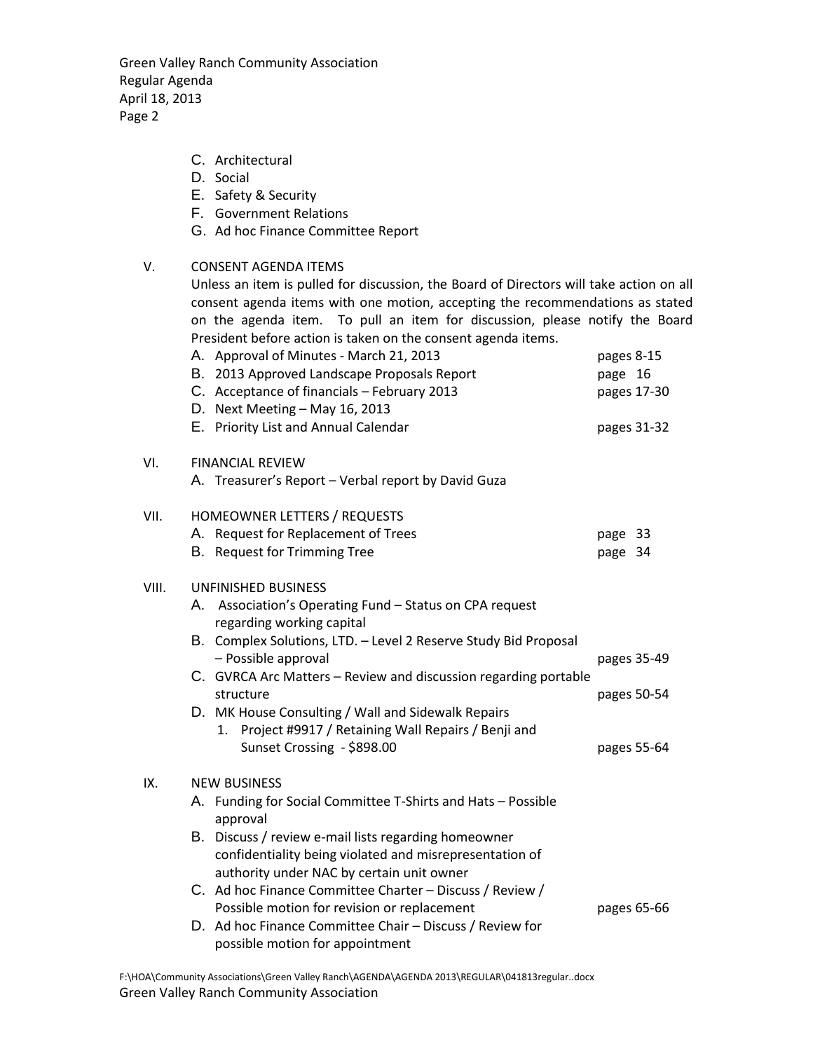C. Architectural
D. Social
E. Safety & Security
F. Government Relations
G. Ad hoc Finance Committee Report

V. CONSENT AGENDA ITEMS

Unless an item is pulled for discussion, the Board of Directors will take action on all consent agenda items with one motion, accepting the recommendations as stated on the agenda item. To pull an item for discussion, please notify the Board President before action is taken on the consent agenda items.

A. Approval of Minutes - March 21, 2013 — pages 8-15
B. 2013 Approved Landscape Proposals Report — page 16
C. Acceptance of financials – February 2013 — pages 17-30
D. Next Meeting – May 16, 2013
E. Priority List and Annual Calendar — pages 31-32

VI. FINANCIAL REVIEW

A. Treasurer's Report – Verbal report by David Guza

VII. HOMEOWNER LETTERS / REQUESTS

A. Request for Replacement of Trees — page 33
B. Request for Trimming Tree — page 34

VIII. UNFINISHED BUSINESS

A. Association's Operating Fund – Status on CPA request regarding working capital
B. Complex Solutions, LTD. – Level 2 Reserve Study Bid Proposal – Possible approval — pages 35-49
C. GVRCA Arc Matters – Review and discussion regarding portable structure — pages 50-54
D. MK House Consulting / Wall and Sidewalk Repairs
   1. Project #9917 / Retaining Wall Repairs / Benji and Sunset Crossing - $898.00 — pages 55-64

IX. NEW BUSINESS

A. Funding for Social Committee T-Shirts and Hats – Possible approval
B. Discuss / review e-mail lists regarding homeowner confidentiality being violated and misrepresentation of authority under NAC by certain unit owner
C. Ad hoc Finance Committee Charter – Discuss / Review / Possible motion for revision or replacement — pages 65-66
D. Ad hoc Finance Committee Chair – Discuss / Review for possible motion for appointment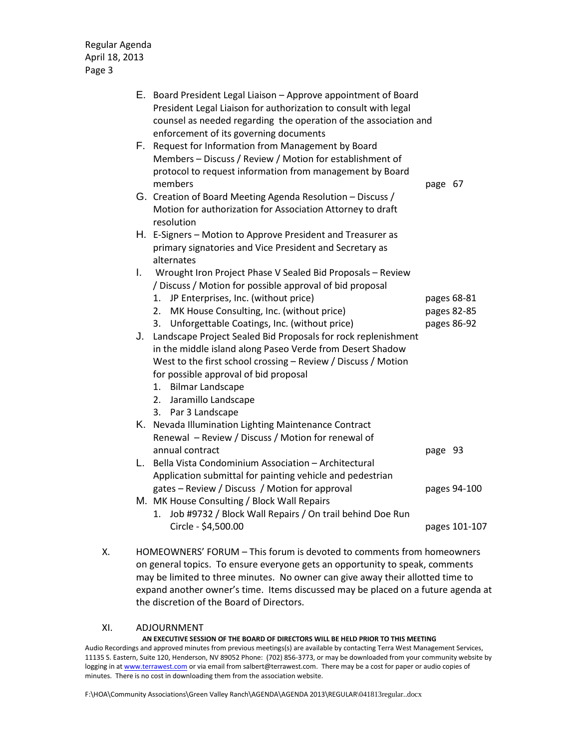- E. Board President Legal Liaison – Approve appointment of Board President Legal Liaison for authorization to consult with legal counsel as needed regarding the operation of the association and enforcement of its governing documents
- F. Request for Information from Management by Board Members – Discuss / Review / Motion for establishment of protocol to request information from management by Board members — page 67
- G. Creation of Board Meeting Agenda Resolution – Discuss / Motion for authorization for Association Attorney to draft resolution
- H. E-Signers – Motion to Approve President and Treasurer as primary signatories and Vice President and Secretary as alternates
- I. Wrought Iron Project Phase V Sealed Bid Proposals – Review / Discuss / Motion for possible approval of bid proposal
  1. JP Enterprises, Inc. (without price) — pages 68-81
  2. MK House Consulting, Inc. (without price) — pages 82-85
  3. Unforgettable Coatings, Inc. (without price) — pages 86-92
- J. Landscape Project Sealed Bid Proposals for rock replenishment in the middle island along Paseo Verde from Desert Shadow West to the first school crossing – Review / Discuss / Motion for possible approval of bid proposal
  1. Bilmar Landscape
  2. Jaramillo Landscape
  3. Par 3 Landscape
- K. Nevada Illumination Lighting Maintenance Contract Renewal – Review / Discuss / Motion for renewal of annual contract — page 93
- L. Bella Vista Condominium Association – Architectural Application submittal for painting vehicle and pedestrian gates – Review / Discuss / Motion for approval — pages 94-100
- M. MK House Consulting / Block Wall Repairs
  1. Job #9732 / Block Wall Repairs / On trail behind Doe Run Circle - $4,500.00 — pages 101-107

X. HOMEOWNERS' FORUM – This forum is devoted to comments from homeowners on general topics. To ensure everyone gets an opportunity to speak, comments may be limited to three minutes. No owner can give away their allotted time to expand another owner's time. Items discussed may be placed on a future agenda at the discretion of the Board of Directors.

XI. ADJOURNMENT

**AN EXECUTIVE SESSION OF THE BOARD OF DIRECTORS WILL BE HELD PRIOR TO THIS MEETING**

Audio Recordings and approved minutes from previous meetings(s) are available by contacting Terra West Management Services, 11135 S. Eastern, Suite 120, Henderson, NV 89052 Phone: (702) 856-3773, or may be downloaded from your community website by logging in at www.terrawest.com or via email from salbert@terrawest.com. There may be a cost for paper or audio copies of minutes. There is no cost in downloading them from the association website.

F:\HOA\Community Associations\Green Valley Ranch\AGENDA\AGENDA 2013\REGULAR\041813regular..docx